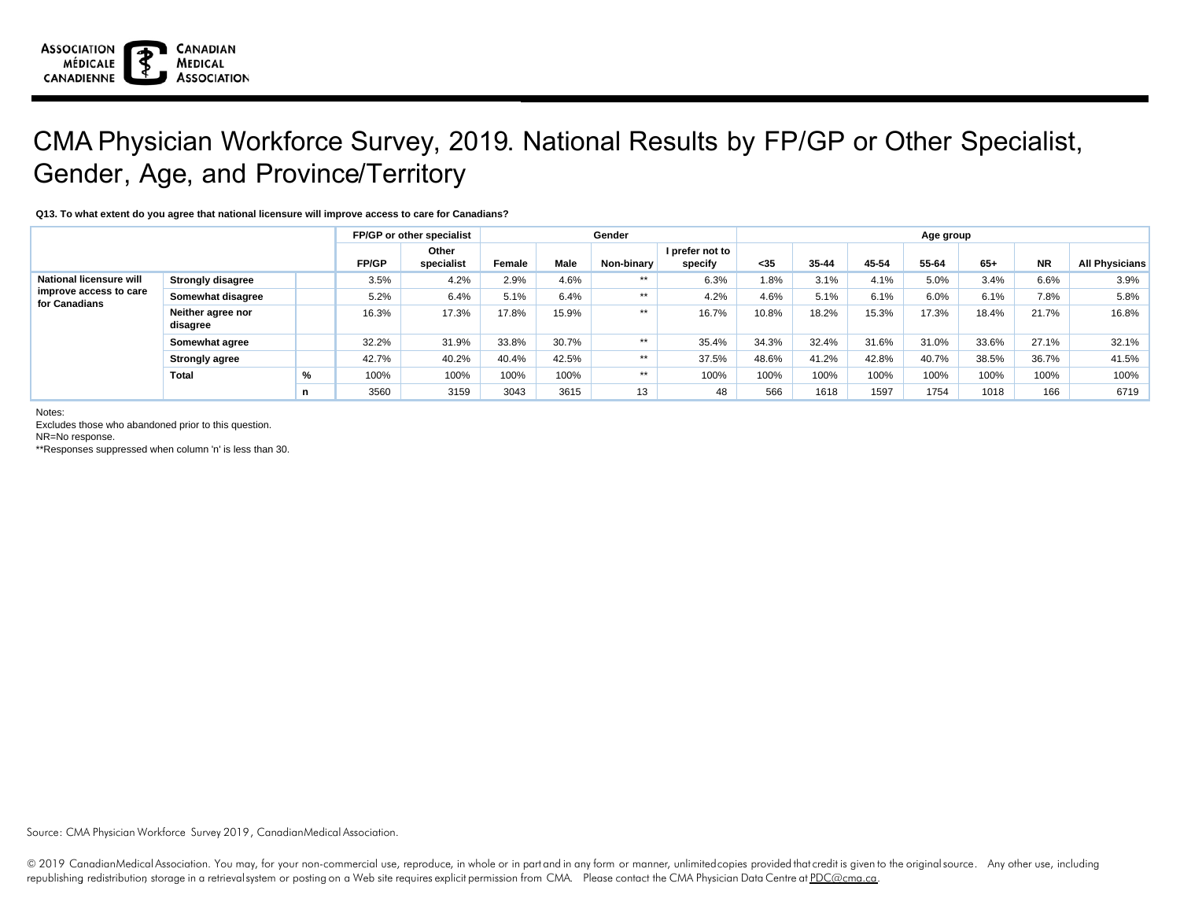# CMA Physician Workforce Survey, 2019. National Results by FP/GP or Other Specialist, Gender, Age, and Province/Territory

**Q13. To what extent do you agree that national licensure will improve access to care for Canadians?**

| | | | FP/GP or other specialist | | Gender | | | | Age group | | | | | | |
|---|---|---|---|---|---|---|---|---|---|---|---|---|---|---|---|
| | | | FP/GP | Other specialist | Female | Male | Non-binary | I prefer not to specify | <35 | 35-44 | 45-54 | 55-64 | 65+ | NR | All Physicians |
| **National licensure will improve access to care for Canadians** | **Strongly disagree** | | 3.5% | 4.2% | 2.9% | 4.6% | ** | 6.3% | 1.8% | 3.1% | 4.1% | 5.0% | 3.4% | 6.6% | 3.9% |
| | **Somewhat disagree** | | 5.2% | 6.4% | 5.1% | 6.4% | ** | 4.2% | 4.6% | 5.1% | 6.1% | 6.0% | 6.1% | 7.8% | 5.8% |
| | **Neither agree nor disagree** | | 16.3% | 17.3% | 17.8% | 15.9% | ** | 16.7% | 10.8% | 18.2% | 15.3% | 17.3% | 18.4% | 21.7% | 16.8% |
| | **Somewhat agree** | | 32.2% | 31.9% | 33.8% | 30.7% | ** | 35.4% | 34.3% | 32.4% | 31.6% | 31.0% | 33.6% | 27.1% | 32.1% |
| | **Strongly agree** | | 42.7% | 40.2% | 40.4% | 42.5% | ** | 37.5% | 48.6% | 41.2% | 42.8% | 40.7% | 38.5% | 36.7% | 41.5% |
| | **Total** | **%** | 100% | 100% | 100% | 100% | ** | 100% | 100% | 100% | 100% | 100% | 100% | 100% | 100% |
| | | **n** | 3560 | 3159 | 3043 | 3615 | 13 | 48 | 566 | 1618 | 1597 | 1754 | 1018 | 166 | 6719 |

Notes:
Excludes those who abandoned prior to this question.
NR=No response.
**Responses suppressed when column 'n' is less than 30.

Source: CMA Physician Workforce Survey 2019, Canadian Medical Association.

© 2019 Canadian Medical Association. You may, for your non-commercial use, reproduce, in whole or in part and in any form or manner, unlimited copies provided that credit is given to the original source. Any other use, including republishing redistribution, storage in a retrieval system or posting on a Web site requires explicit permission from CMA. Please contact the CMA Physician Data Centre at PDC@cma.ca.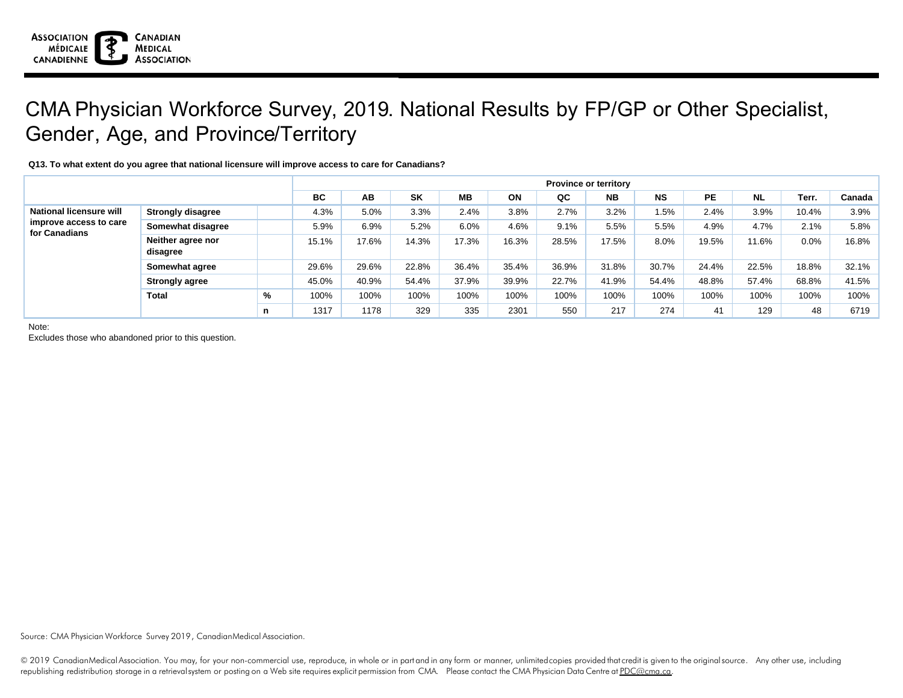# CMA Physician Workforce Survey, 2019. National Results by FP/GP or Other Specialist, Gender, Age, and Province/Territory

**Q13. To what extent do you agree that national licensure will improve access to care for Canadians?**

| | | | Province or territory | | | | | | | | | | | |
|---|---|---|---|---|---|---|---|---|---|---|---|---|---|---|
| | | | **BC** | **AB** | **SK** | **MB** | **ON** | **QC** | **NB** | **NS** | **PE** | **NL** | **Terr.** | **Canada** |
| **National licensure will improve access to care for Canadians** | **Strongly disagree** | | 4.3% | 5.0% | 3.3% | 2.4% | 3.8% | 2.7% | 3.2% | 1.5% | 2.4% | 3.9% | 10.4% | 3.9% |
| | **Somewhat disagree** | | 5.9% | 6.9% | 5.2% | 6.0% | 4.6% | 9.1% | 5.5% | 5.5% | 4.9% | 4.7% | 2.1% | 5.8% |
| | **Neither agree nor disagree** | | 15.1% | 17.6% | 14.3% | 17.3% | 16.3% | 28.5% | 17.5% | 8.0% | 19.5% | 11.6% | 0.0% | 16.8% |
| | **Somewhat agree** | | 29.6% | 29.6% | 22.8% | 36.4% | 35.4% | 36.9% | 31.8% | 30.7% | 24.4% | 22.5% | 18.8% | 32.1% |
| | **Strongly agree** | | 45.0% | 40.9% | 54.4% | 37.9% | 39.9% | 22.7% | 41.9% | 54.4% | 48.8% | 57.4% | 68.8% | 41.5% |
| | **Total** | **%** | 100% | 100% | 100% | 100% | 100% | 100% | 100% | 100% | 100% | 100% | 100% | 100% |
| | | **n** | 1317 | 1178 | 329 | 335 | 2301 | 550 | 217 | 274 | 41 | 129 | 48 | 6719 |

Note:

Excludes those who abandoned prior to this question.

Source: CMA Physician Workforce Survey 2019, Canadian Medical Association.

© 2019 Canadian Medical Association. You may, for your non-commercial use, reproduce, in whole or in part and in any form or manner, unlimited copies provided that credit is given to the original source. Any other use, including republishing, redistribution, storage in a retrieval system or posting on a Web site requires explicit permission from CMA. Please contact the CMA Physician Data Centre at PDC@cma.ca.